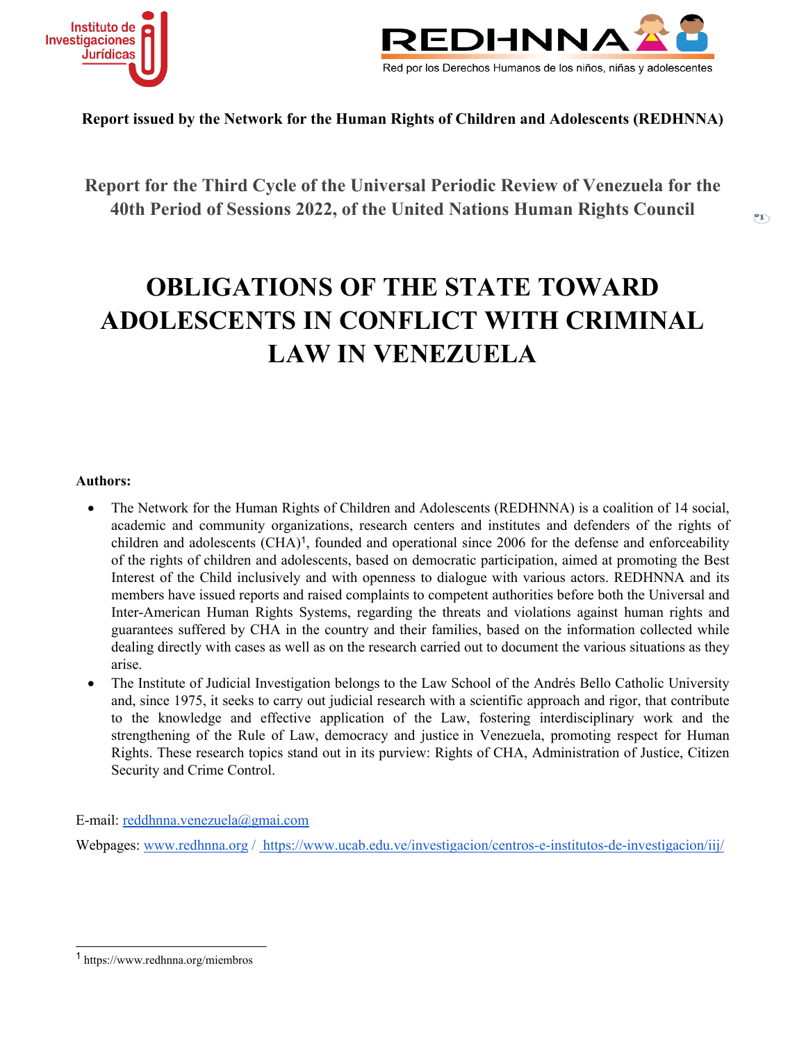**Report issued by the Network for the Human Rights of Children and Adolescents (REDHNNA)**

## Report for the Third Cycle of the Universal Periodic Review of Venezuela for the 40th Period of Sessions 2022, of the United Nations Human Rights Council

# OBLIGATIONS OF THE STATE TOWARD ADOLESCENTS IN CONFLICT WITH CRIMINAL LAW IN VENEZUELA

**Authors:**

- The Network for the Human Rights of Children and Adolescents (REDHNNA) is a coalition of 14 social, academic and community organizations, research centers and institutes and defenders of the rights of children and adolescents (CHA)[1], founded and operational since 2006 for the defense and enforceability of the rights of children and adolescents, based on democratic participation, aimed at promoting the Best Interest of the Child inclusively and with openness to dialogue with various actors. REDHNNA and its members have issued reports and raised complaints to competent authorities before both the Universal and Inter-American Human Rights Systems, regarding the threats and violations against human rights and guarantees suffered by CHA in the country and their families, based on the information collected while dealing directly with cases as well as on the research carried out to document the various situations as they arise.
- The Institute of Judicial Investigation belongs to the Law School of the Andrés Bello Catholic University and, since 1975, it seeks to carry out judicial research with a scientific approach and rigor, that contribute to the knowledge and effective application of the Law, fostering interdisciplinary work and the strengthening of the Rule of Law, democracy and justice in Venezuela, promoting respect for Human Rights. These research topics stand out in its purview: Rights of CHA, Administration of Justice, Citizen Security and Crime Control.

E-mail: reddhnna.venezuela@gmai.com

Webpages: www.redhnna.org / https://www.ucab.edu.ve/investigacion/centros-e-institutos-de-investigacion/iij/

[1] https://www.redhnna.org/miembros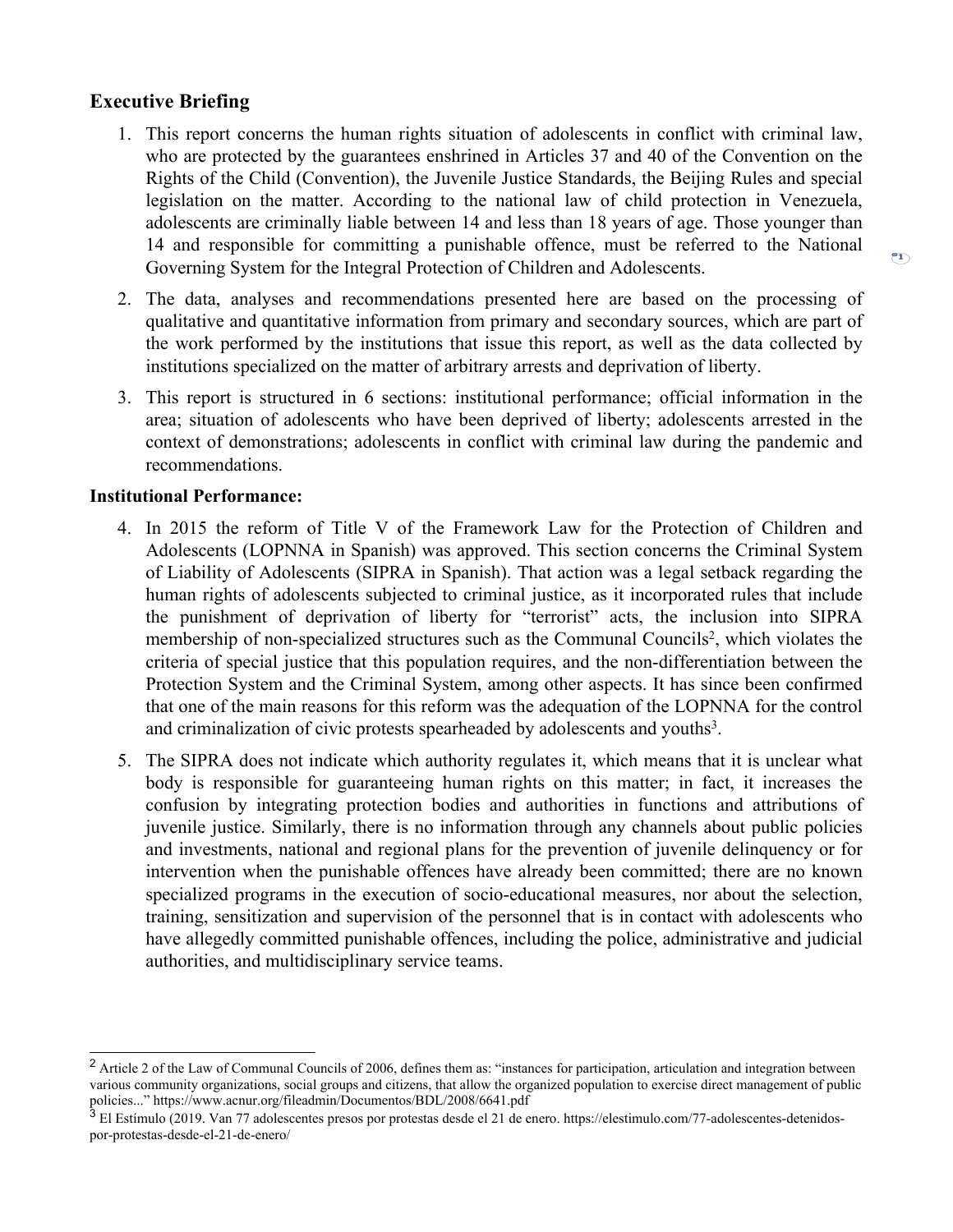## Executive Briefing

1. This report concerns the human rights situation of adolescents in conflict with criminal law, who are protected by the guarantees enshrined in Articles 37 and 40 of the Convention on the Rights of the Child (Convention), the Juvenile Justice Standards, the Beijing Rules and special legislation on the matter. According to the national law of child protection in Venezuela, adolescents are criminally liable between 14 and less than 18 years of age. Those younger than 14 and responsible for committing a punishable offence, must be referred to the National Governing System for the Integral Protection of Children and Adolescents.

2. The data, analyses and recommendations presented here are based on the processing of qualitative and quantitative information from primary and secondary sources, which are part of the work performed by the institutions that issue this report, as well as the data collected by institutions specialized on the matter of arbitrary arrests and deprivation of liberty.

3. This report is structured in 6 sections: institutional performance; official information in the area; situation of adolescents who have been deprived of liberty; adolescents arrested in the context of demonstrations; adolescents in conflict with criminal law during the pandemic and recommendations.

**Institutional Performance:**

4. In 2015 the reform of Title V of the Framework Law for the Protection of Children and Adolescents (LOPNNA in Spanish) was approved. This section concerns the Criminal System of Liability of Adolescents (SIPRA in Spanish). That action was a legal setback regarding the human rights of adolescents subjected to criminal justice, as it incorporated rules that include the punishment of deprivation of liberty for "terrorist" acts, the inclusion into SIPRA membership of non-specialized structures such as the Communal Councils[2], which violates the criteria of special justice that this population requires, and the non-differentiation between the Protection System and the Criminal System, among other aspects. It has since been confirmed that one of the main reasons for this reform was the adequation of the LOPNNA for the control and criminalization of civic protests spearheaded by adolescents and youths[3].

5. The SIPRA does not indicate which authority regulates it, which means that it is unclear what body is responsible for guaranteeing human rights on this matter; in fact, it increases the confusion by integrating protection bodies and authorities in functions and attributions of juvenile justice. Similarly, there is no information through any channels about public policies and investments, national and regional plans for the prevention of juvenile delinquency or for intervention when the punishable offences have already been committed; there are no known specialized programs in the execution of socio-educational measures, nor about the selection, training, sensitization and supervision of the personnel that is in contact with adolescents who have allegedly committed punishable offences, including the police, administrative and judicial authorities, and multidisciplinary service teams.

---

[2] Article 2 of the Law of Communal Councils of 2006, defines them as: "instances for participation, articulation and integration between various community organizations, social groups and citizens, that allow the organized population to exercise direct management of public policies..." https://www.acnur.org/fileadmin/Documentos/BDL/2008/6641.pdf

[3] El Estímulo (2019. Van 77 adolescentes presos por protestas desde el 21 de enero. https://elestimulo.com/77-adolescentes-detenidos-por-protestas-desde-el-21-de-enero/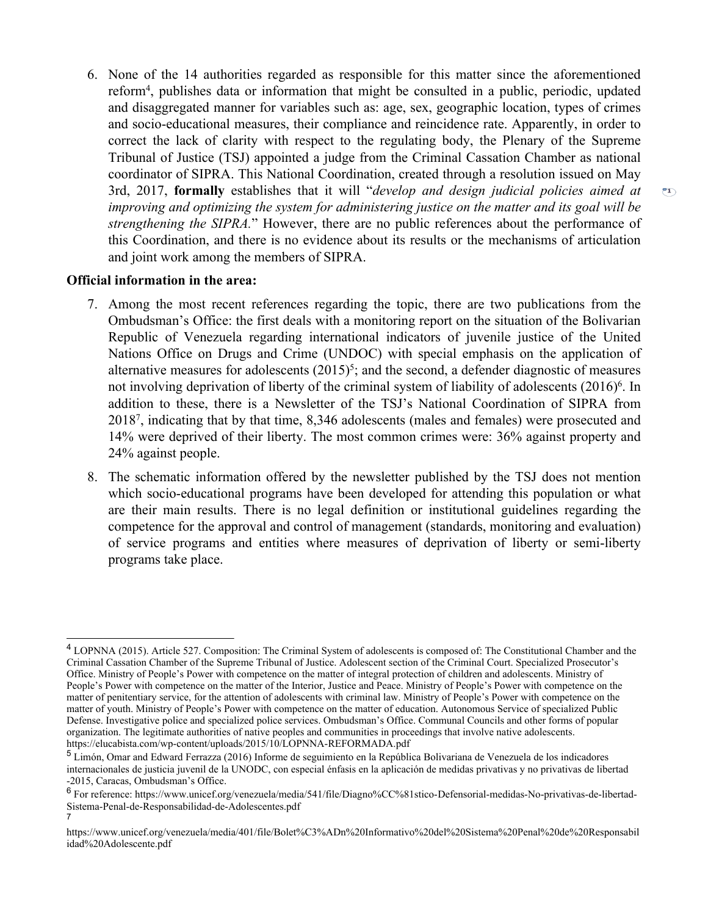6. None of the 14 authorities regarded as responsible for this matter since the aforementioned reform[4], publishes data or information that might be consulted in a public, periodic, updated and disaggregated manner for variables such as: age, sex, geographic location, types of crimes and socio-educational measures, their compliance and reincidence rate. Apparently, in order to correct the lack of clarity with respect to the regulating body, the Plenary of the Supreme Tribunal of Justice (TSJ) appointed a judge from the Criminal Cassation Chamber as national coordinator of SIPRA. This National Coordination, created through a resolution issued on May 3rd, 2017, **formally** establishes that it will "*develop and design judicial policies aimed at improving and optimizing the system for administering justice on the matter and its goal will be strengthening the SIPRA*." However, there are no public references about the performance of this Coordination, and there is no evidence about its results or the mechanisms of articulation and joint work among the members of SIPRA.

**Official information in the area:**

7. Among the most recent references regarding the topic, there are two publications from the Ombudsman's Office: the first deals with a monitoring report on the situation of the Bolivarian Republic of Venezuela regarding international indicators of juvenile justice of the United Nations Office on Drugs and Crime (UNDOC) with special emphasis on the application of alternative measures for adolescents (2015)[5]; and the second, a defender diagnostic of measures not involving deprivation of liberty of the criminal system of liability of adolescents (2016)[6]. In addition to these, there is a Newsletter of the TSJ's National Coordination of SIPRA from 2018[7], indicating that by that time, 8,346 adolescents (males and females) were prosecuted and 14% were deprived of their liberty. The most common crimes were: 36% against property and 24% against people.

8. The schematic information offered by the newsletter published by the TSJ does not mention which socio-educational programs have been developed for attending this population or what are their main results. There is no legal definition or institutional guidelines regarding the competence for the approval and control of management (standards, monitoring and evaluation) of service programs and entities where measures of deprivation of liberty or semi-liberty programs take place.

---

[4] LOPNNA (2015). Article 527. Composition: The Criminal System of adolescents is composed of: The Constitutional Chamber and the Criminal Cassation Chamber of the Supreme Tribunal of Justice. Adolescent section of the Criminal Court. Specialized Prosecutor's Office. Ministry of People's Power with competence on the matter of integral protection of children and adolescents. Ministry of People's Power with competence on the matter of the Interior, Justice and Peace. Ministry of People's Power with competence on the matter of penitentiary service, for the attention of adolescents with criminal law. Ministry of People's Power with competence on the matter of youth. Ministry of People's Power with competence on the matter of education. Autonomous Service of specialized Public Defense. Investigative police and specialized police services. Ombudsman's Office. Communal Councils and other forms of popular organization. The legitimate authorities of native peoples and communities in proceedings that involve native adolescents. https://elucabista.com/wp-content/uploads/2015/10/LOPNNA-REFORMADA.pdf

[5] Limón, Omar and Edward Ferrazza (2016) Informe de seguimiento en la República Bolivariana de Venezuela de los indicadores internacionales de justicia juvenil de la UNODC, con especial énfasis en la aplicación de medidas privativas y no privativas de libertad -2015, Caracas, Ombudsman's Office.

[6] For reference: https://www.unicef.org/venezuela/media/541/file/Diagno%CC%81stico-Defensorial-medidas-No-privativas-de-libertad-Sistema-Penal-de-Responsabilidad-de-Adolescentes.pdf

[7] https://www.unicef.org/venezuela/media/401/file/Bolet%C3%ADn%20Informativo%20del%20Sistema%20Penal%20de%20Responsabilidad%20Adolescente.pdf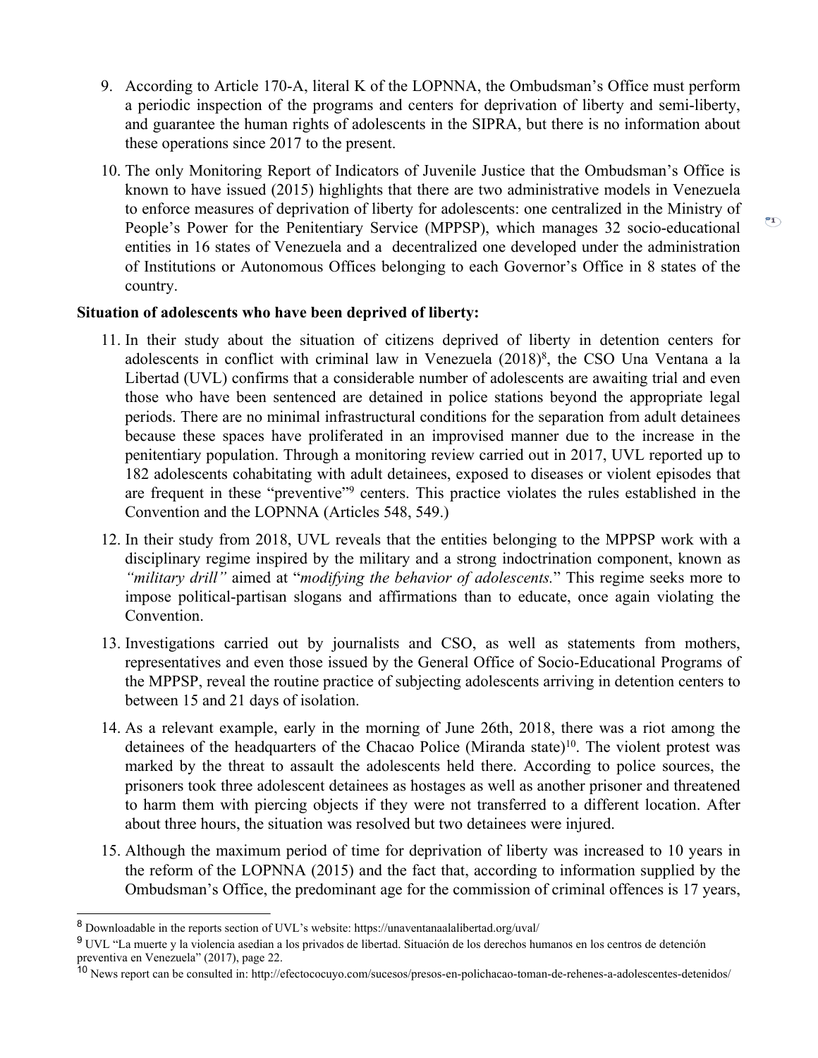9. According to Article 170-A, literal K of the LOPNNA, the Ombudsman's Office must perform a periodic inspection of the programs and centers for deprivation of liberty and semi-liberty, and guarantee the human rights of adolescents in the SIPRA, but there is no information about these operations since 2017 to the present.

10. The only Monitoring Report of Indicators of Juvenile Justice that the Ombudsman's Office is known to have issued (2015) highlights that there are two administrative models in Venezuela to enforce measures of deprivation of liberty for adolescents: one centralized in the Ministry of People's Power for the Penitentiary Service (MPPSP), which manages 32 socio-educational entities in 16 states of Venezuela and a decentralized one developed under the administration of Institutions or Autonomous Offices belonging to each Governor's Office in 8 states of the country.

**Situation of adolescents who have been deprived of liberty:**

11. In their study about the situation of citizens deprived of liberty in detention centers for adolescents in conflict with criminal law in Venezuela (2018)[8], the CSO Una Ventana a la Libertad (UVL) confirms that a considerable number of adolescents are awaiting trial and even those who have been sentenced are detained in police stations beyond the appropriate legal periods. There are no minimal infrastructural conditions for the separation from adult detainees because these spaces have proliferated in an improvised manner due to the increase in the penitentiary population. Through a monitoring review carried out in 2017, UVL reported up to 182 adolescents cohabitating with adult detainees, exposed to diseases or violent episodes that are frequent in these "preventive"[9] centers. This practice violates the rules established in the Convention and the LOPNNA (Articles 548, 549.)

12. In their study from 2018, UVL reveals that the entities belonging to the MPPSP work with a disciplinary regime inspired by the military and a strong indoctrination component, known as *"military drill"* aimed at "*modifying the behavior of adolescents.*" This regime seeks more to impose political-partisan slogans and affirmations than to educate, once again violating the Convention.

13. Investigations carried out by journalists and CSO, as well as statements from mothers, representatives and even those issued by the General Office of Socio-Educational Programs of the MPPSP, reveal the routine practice of subjecting adolescents arriving in detention centers to between 15 and 21 days of isolation.

14. As a relevant example, early in the morning of June 26th, 2018, there was a riot among the detainees of the headquarters of the Chacao Police (Miranda state)[10]. The violent protest was marked by the threat to assault the adolescents held there. According to police sources, the prisoners took three adolescent detainees as hostages as well as another prisoner and threatened to harm them with piercing objects if they were not transferred to a different location. After about three hours, the situation was resolved but two detainees were injured.

15. Although the maximum period of time for deprivation of liberty was increased to 10 years in the reform of the LOPNNA (2015) and the fact that, according to information supplied by the Ombudsman's Office, the predominant age for the commission of criminal offences is 17 years,

---

[8] Downloadable in the reports section of UVL's website: https://unaventanaalalibertad.org/uval/

[9] UVL "La muerte y la violencia asedian a los privados de libertad. Situación de los derechos humanos en los centros de detención preventiva en Venezuela" (2017), page 22.

[10] News report can be consulted in: http://efectococuyo.com/sucesos/presos-en-polichacao-toman-de-rehenes-a-adolescentes-detenidos/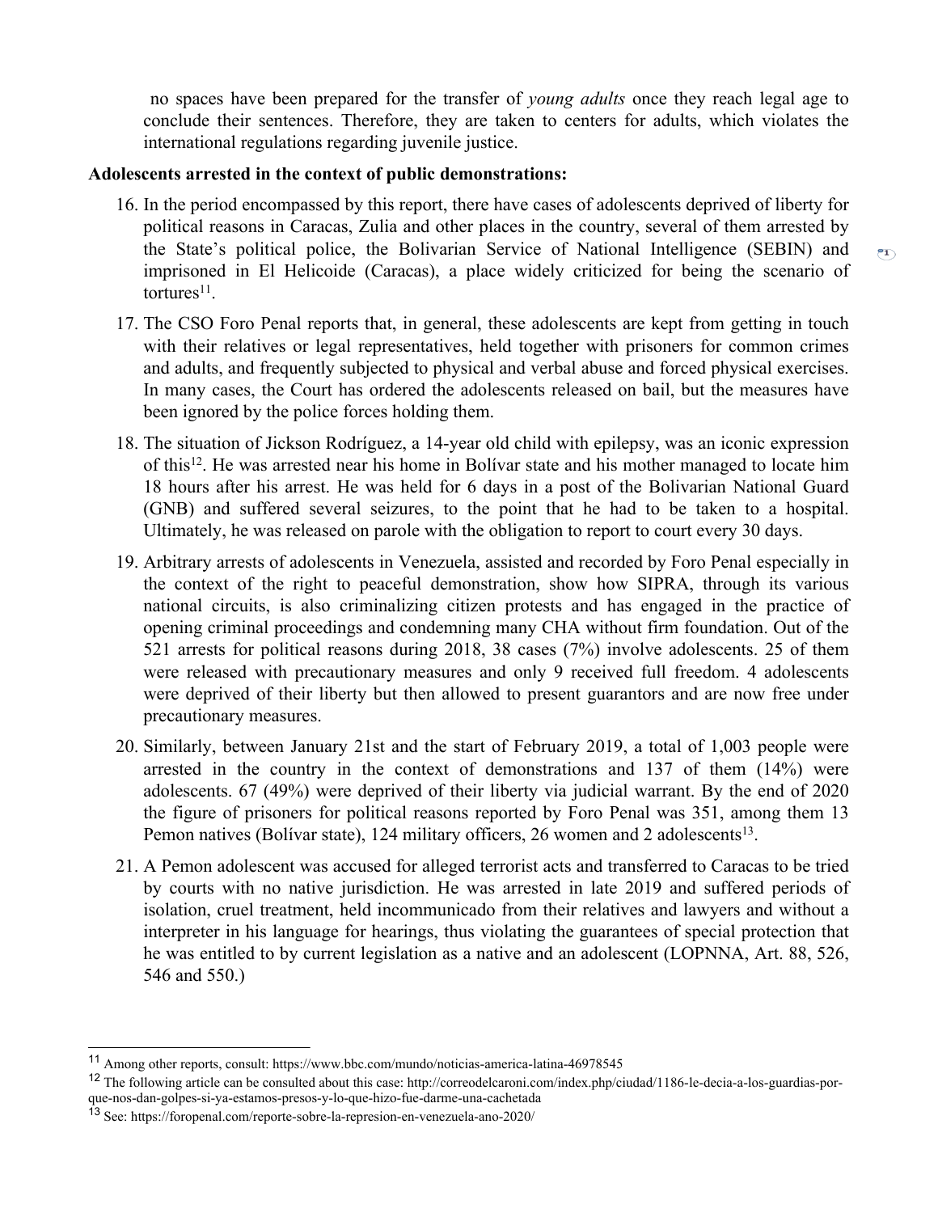no spaces have been prepared for the transfer of *young adults* once they reach legal age to conclude their sentences. Therefore, they are taken to centers for adults, which violates the international regulations regarding juvenile justice.

**Adolescents arrested in the context of public demonstrations:**

16. In the period encompassed by this report, there have cases of adolescents deprived of liberty for political reasons in Caracas, Zulia and other places in the country, several of them arrested by the State's political police, the Bolivarian Service of National Intelligence (SEBIN) and imprisoned in El Helicoide (Caracas), a place widely criticized for being the scenario of tortures[11].

17. The CSO Foro Penal reports that, in general, these adolescents are kept from getting in touch with their relatives or legal representatives, held together with prisoners for common crimes and adults, and frequently subjected to physical and verbal abuse and forced physical exercises. In many cases, the Court has ordered the adolescents released on bail, but the measures have been ignored by the police forces holding them.

18. The situation of Jickson Rodríguez, a 14-year old child with epilepsy, was an iconic expression of this[12]. He was arrested near his home in Bolívar state and his mother managed to locate him 18 hours after his arrest. He was held for 6 days in a post of the Bolivarian National Guard (GNB) and suffered several seizures, to the point that he had to be taken to a hospital. Ultimately, he was released on parole with the obligation to report to court every 30 days.

19. Arbitrary arrests of adolescents in Venezuela, assisted and recorded by Foro Penal especially in the context of the right to peaceful demonstration, show how SIPRA, through its various national circuits, is also criminalizing citizen protests and has engaged in the practice of opening criminal proceedings and condemning many CHA without firm foundation. Out of the 521 arrests for political reasons during 2018, 38 cases (7%) involve adolescents. 25 of them were released with precautionary measures and only 9 received full freedom. 4 adolescents were deprived of their liberty but then allowed to present guarantors and are now free under precautionary measures.

20. Similarly, between January 21st and the start of February 2019, a total of 1,003 people were arrested in the country in the context of demonstrations and 137 of them (14%) were adolescents. 67 (49%) were deprived of their liberty via judicial warrant. By the end of 2020 the figure of prisoners for political reasons reported by Foro Penal was 351, among them 13 Pemon natives (Bolívar state), 124 military officers, 26 women and 2 adolescents[13].

21. A Pemon adolescent was accused for alleged terrorist acts and transferred to Caracas to be tried by courts with no native jurisdiction. He was arrested in late 2019 and suffered periods of isolation, cruel treatment, held incommunicado from their relatives and lawyers and without a interpreter in his language for hearings, thus violating the guarantees of special protection that he was entitled to by current legislation as a native and an adolescent (LOPNNA, Art. 88, 526, 546 and 550.)

---

[11] Among other reports, consult: https://www.bbc.com/mundo/noticias-america-latina-46978545

[12] The following article can be consulted about this case: http://correodelcaroni.com/index.php/ciudad/1186-le-decia-a-los-guardias-por-que-nos-dan-golpes-si-ya-estamos-presos-y-lo-que-hizo-fue-darme-una-cachetada

[13] See: https://foropenal.com/reporte-sobre-la-represion-en-venezuela-ano-2020/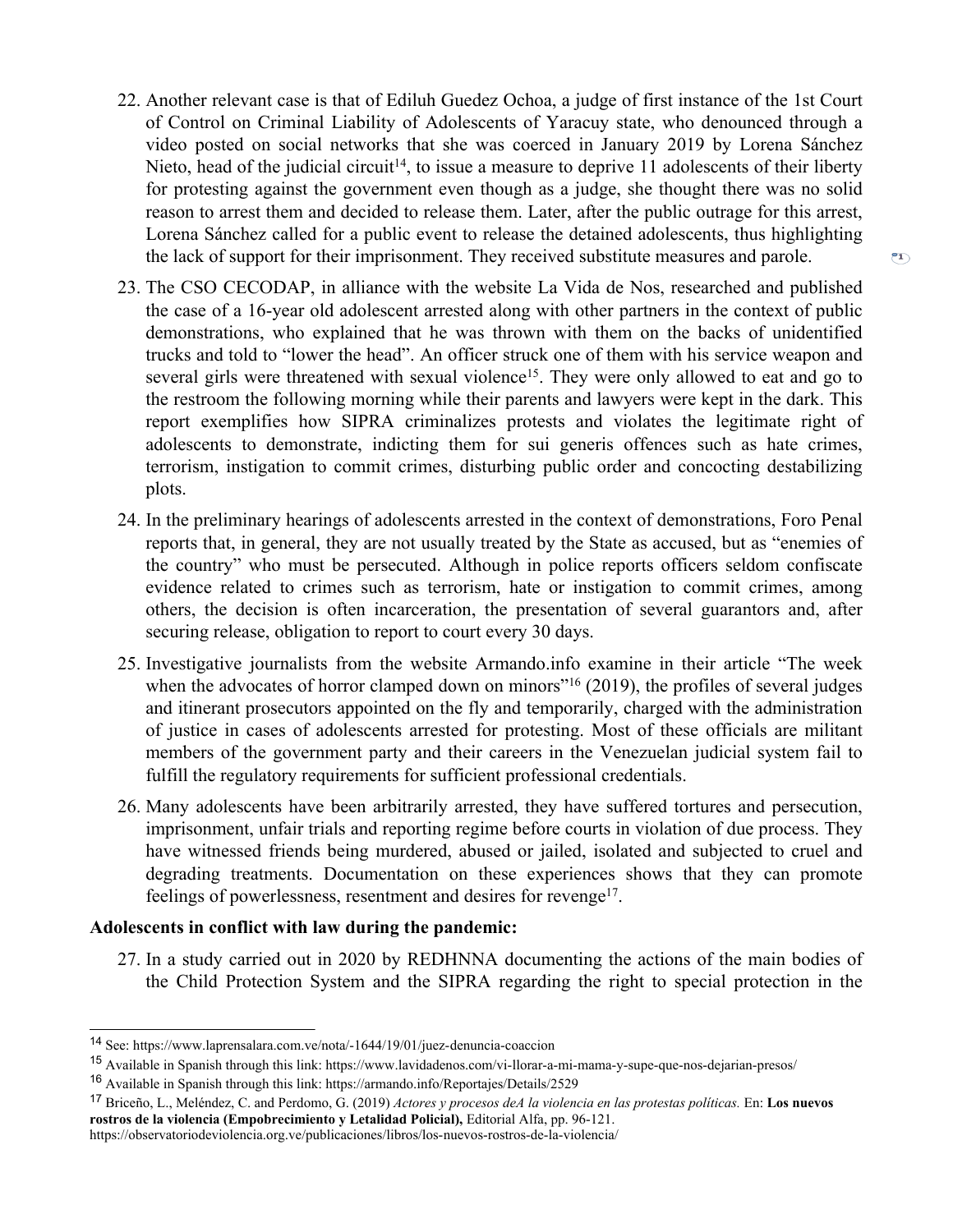22. Another relevant case is that of Ediluh Guedez Ochoa, a judge of first instance of the 1st Court of Control on Criminal Liability of Adolescents of Yaracuy state, who denounced through a video posted on social networks that she was coerced in January 2019 by Lorena Sánchez Nieto, head of the judicial circuit[14], to issue a measure to deprive 11 adolescents of their liberty for protesting against the government even though as a judge, she thought there was no solid reason to arrest them and decided to release them. Later, after the public outrage for this arrest, Lorena Sánchez called for a public event to release the detained adolescents, thus highlighting the lack of support for their imprisonment. They received substitute measures and parole.

23. The CSO CECODAP, in alliance with the website La Vida de Nos, researched and published the case of a 16-year old adolescent arrested along with other partners in the context of public demonstrations, who explained that he was thrown with them on the backs of unidentified trucks and told to "lower the head". An officer struck one of them with his service weapon and several girls were threatened with sexual violence[15]. They were only allowed to eat and go to the restroom the following morning while their parents and lawyers were kept in the dark. This report exemplifies how SIPRA criminalizes protests and violates the legitimate right of adolescents to demonstrate, indicting them for sui generis offences such as hate crimes, terrorism, instigation to commit crimes, disturbing public order and concocting destabilizing plots.

24. In the preliminary hearings of adolescents arrested in the context of demonstrations, Foro Penal reports that, in general, they are not usually treated by the State as accused, but as "enemies of the country" who must be persecuted. Although in police reports officers seldom confiscate evidence related to crimes such as terrorism, hate or instigation to commit crimes, among others, the decision is often incarceration, the presentation of several guarantors and, after securing release, obligation to report to court every 30 days.

25. Investigative journalists from the website Armando.info examine in their article "The week when the advocates of horror clamped down on minors"[16] (2019), the profiles of several judges and itinerant prosecutors appointed on the fly and temporarily, charged with the administration of justice in cases of adolescents arrested for protesting. Most of these officials are militant members of the government party and their careers in the Venezuelan judicial system fail to fulfill the regulatory requirements for sufficient professional credentials.

26. Many adolescents have been arbitrarily arrested, they have suffered tortures and persecution, imprisonment, unfair trials and reporting regime before courts in violation of due process. They have witnessed friends being murdered, abused or jailed, isolated and subjected to cruel and degrading treatments. Documentation on these experiences shows that they can promote feelings of powerlessness, resentment and desires for revenge[17].

**Adolescents in conflict with law during the pandemic:**

27. In a study carried out in 2020 by REDHNNA documenting the actions of the main bodies of the Child Protection System and the SIPRA regarding the right to special protection in the

---

[14] See: https://www.laprensalara.com.ve/nota/-1644/19/01/juez-denuncia-coaccion

[15] Available in Spanish through this link: https://www.lavidadenos.com/vi-llorar-a-mi-mama-y-supe-que-nos-dejarian-presos/

[16] Available in Spanish through this link: https://armando.info/Reportajes/Details/2529

[17] Briceño, L., Meléndez, C. and Perdomo, G. (2019) *Actores y procesos deA la violencia en las protestas políticas.* En: **Los nuevos rostros de la violencia (Empobrecimiento y Letalidad Policial),** Editorial Alfa, pp. 96-121. https://observatoriodeviolencia.org.ve/publicaciones/libros/los-nuevos-rostros-de-la-violencia/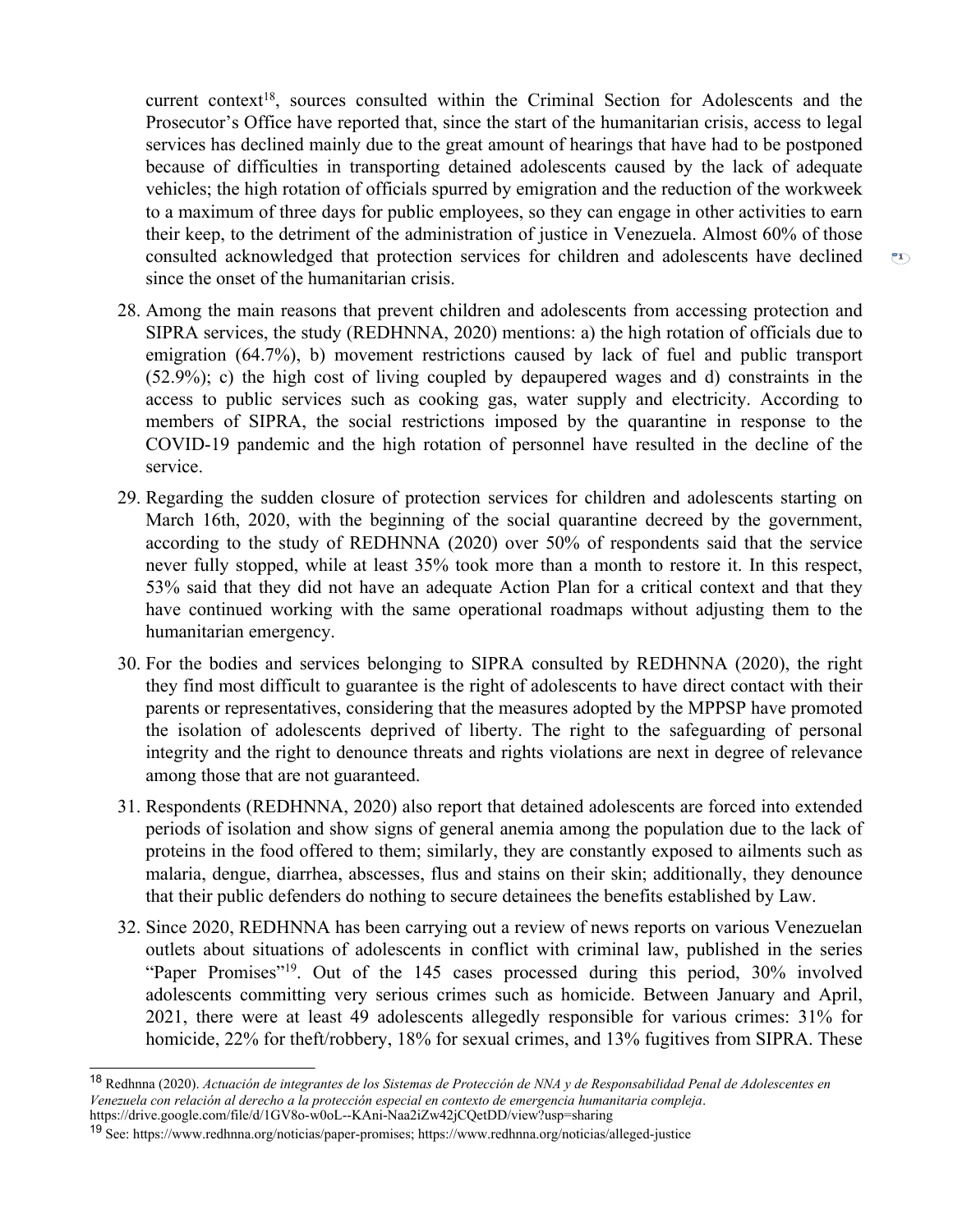current context[18], sources consulted within the Criminal Section for Adolescents and the Prosecutor's Office have reported that, since the start of the humanitarian crisis, access to legal services has declined mainly due to the great amount of hearings that have had to be postponed because of difficulties in transporting detained adolescents caused by the lack of adequate vehicles; the high rotation of officials spurred by emigration and the reduction of the workweek to a maximum of three days for public employees, so they can engage in other activities to earn their keep, to the detriment of the administration of justice in Venezuela. Almost 60% of those consulted acknowledged that protection services for children and adolescents have declined since the onset of the humanitarian crisis.

28. Among the main reasons that prevent children and adolescents from accessing protection and SIPRA services, the study (REDHNNA, 2020) mentions: a) the high rotation of officials due to emigration (64.7%), b) movement restrictions caused by lack of fuel and public transport (52.9%); c) the high cost of living coupled by depaupered wages and d) constraints in the access to public services such as cooking gas, water supply and electricity. According to members of SIPRA, the social restrictions imposed by the quarantine in response to the COVID-19 pandemic and the high rotation of personnel have resulted in the decline of the service.

29. Regarding the sudden closure of protection services for children and adolescents starting on March 16th, 2020, with the beginning of the social quarantine decreed by the government, according to the study of REDHNNA (2020) over 50% of respondents said that the service never fully stopped, while at least 35% took more than a month to restore it. In this respect, 53% said that they did not have an adequate Action Plan for a critical context and that they have continued working with the same operational roadmaps without adjusting them to the humanitarian emergency.

30. For the bodies and services belonging to SIPRA consulted by REDHNNA (2020), the right they find most difficult to guarantee is the right of adolescents to have direct contact with their parents or representatives, considering that the measures adopted by the MPPSP have promoted the isolation of adolescents deprived of liberty. The right to the safeguarding of personal integrity and the right to denounce threats and rights violations are next in degree of relevance among those that are not guaranteed.

31. Respondents (REDHNNA, 2020) also report that detained adolescents are forced into extended periods of isolation and show signs of general anemia among the population due to the lack of proteins in the food offered to them; similarly, they are constantly exposed to ailments such as malaria, dengue, diarrhea, abscesses, flus and stains on their skin; additionally, they denounce that their public defenders do nothing to secure detainees the benefits established by Law.

32. Since 2020, REDHNNA has been carrying out a review of news reports on various Venezuelan outlets about situations of adolescents in conflict with criminal law, published in the series "Paper Promises"[19]. Out of the 145 cases processed during this period, 30% involved adolescents committing very serious crimes such as homicide. Between January and April, 2021, there were at least 49 adolescents allegedly responsible for various crimes: 31% for homicide, 22% for theft/robbery, 18% for sexual crimes, and 13% fugitives from SIPRA. These

---

[18] Redhnna (2020). *Actuación de integrantes de los Sistemas de Protección de NNA y de Responsabilidad Penal de Adolescentes en Venezuela con relación al derecho a la protección especial en contexto de emergencia humanitaria compleja*. https://drive.google.com/file/d/1GV8o-w0oL--KAni-Naa2iZw42jCQetDD/view?usp=sharing

[19] See: https://www.redhnna.org/noticias/paper-promises; https://www.redhnna.org/noticias/alleged-justice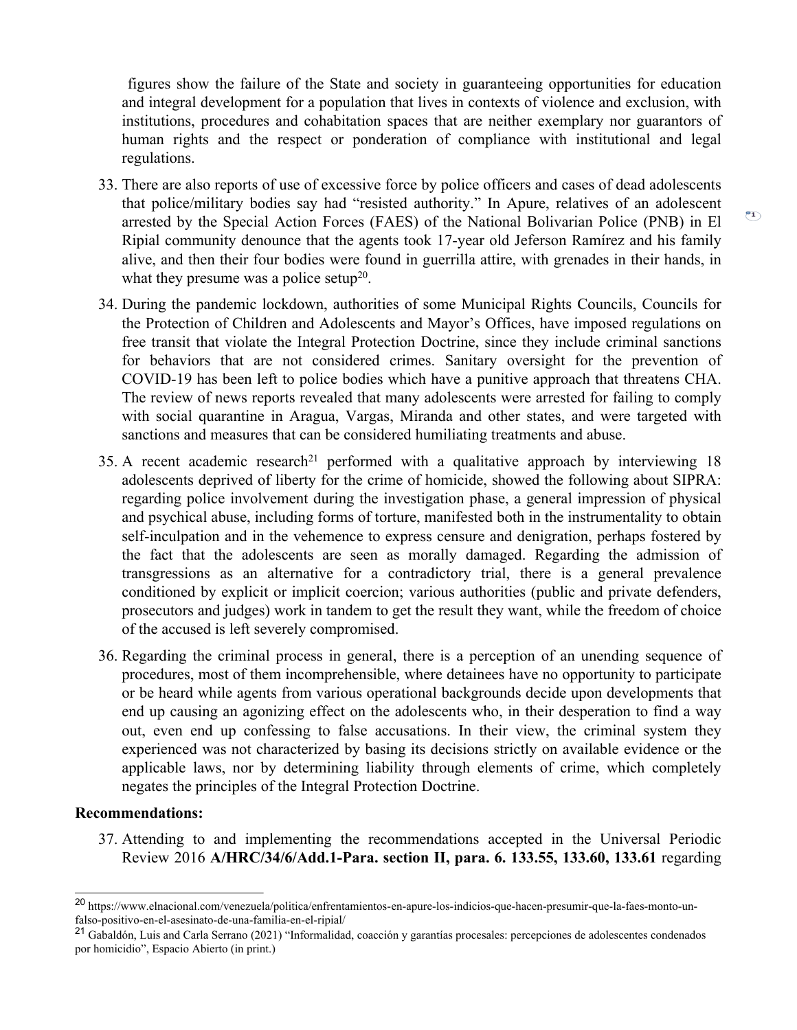figures show the failure of the State and society in guaranteeing opportunities for education and integral development for a population that lives in contexts of violence and exclusion, with institutions, procedures and cohabitation spaces that are neither exemplary nor guarantors of human rights and the respect or ponderation of compliance with institutional and legal regulations.

33. There are also reports of use of excessive force by police officers and cases of dead adolescents that police/military bodies say had "resisted authority." In Apure, relatives of an adolescent arrested by the Special Action Forces (FAES) of the National Bolivarian Police (PNB) in El Ripial community denounce that the agents took 17-year old Jeferson Ramírez and his family alive, and then their four bodies were found in guerrilla attire, with grenades in their hands, in what they presume was a police setup[20].

34. During the pandemic lockdown, authorities of some Municipal Rights Councils, Councils for the Protection of Children and Adolescents and Mayor's Offices, have imposed regulations on free transit that violate the Integral Protection Doctrine, since they include criminal sanctions for behaviors that are not considered crimes. Sanitary oversight for the prevention of COVID-19 has been left to police bodies which have a punitive approach that threatens CHA. The review of news reports revealed that many adolescents were arrested for failing to comply with social quarantine in Aragua, Vargas, Miranda and other states, and were targeted with sanctions and measures that can be considered humiliating treatments and abuse.

35. A recent academic research[21] performed with a qualitative approach by interviewing 18 adolescents deprived of liberty for the crime of homicide, showed the following about SIPRA: regarding police involvement during the investigation phase, a general impression of physical and psychical abuse, including forms of torture, manifested both in the instrumentality to obtain self-inculpation and in the vehemence to express censure and denigration, perhaps fostered by the fact that the adolescents are seen as morally damaged. Regarding the admission of transgressions as an alternative for a contradictory trial, there is a general prevalence conditioned by explicit or implicit coercion; various authorities (public and private defenders, prosecutors and judges) work in tandem to get the result they want, while the freedom of choice of the accused is left severely compromised.

36. Regarding the criminal process in general, there is a perception of an unending sequence of procedures, most of them incomprehensible, where detainees have no opportunity to participate or be heard while agents from various operational backgrounds decide upon developments that end up causing an agonizing effect on the adolescents who, in their desperation to find a way out, even end up confessing to false accusations. In their view, the criminal system they experienced was not characterized by basing its decisions strictly on available evidence or the applicable laws, nor by determining liability through elements of crime, which completely negates the principles of the Integral Protection Doctrine.

**Recommendations:**

37. Attending to and implementing the recommendations accepted in the Universal Periodic Review 2016 **A/HRC/34/6/Add.1-Para. section II, para. 6. 133.55, 133.60, 133.61** regarding

---

[20] https://www.elnacional.com/venezuela/politica/enfrentamientos-en-apure-los-indicios-que-hacen-presumir-que-la-faes-monto-un-falso-positivo-en-el-asesinato-de-una-familia-en-el-ripial/

[21] Gabaldón, Luis and Carla Serrano (2021) "Informalidad, coacción y garantías procesales: percepciones de adolescentes condenados por homicidio", Espacio Abierto (in print.)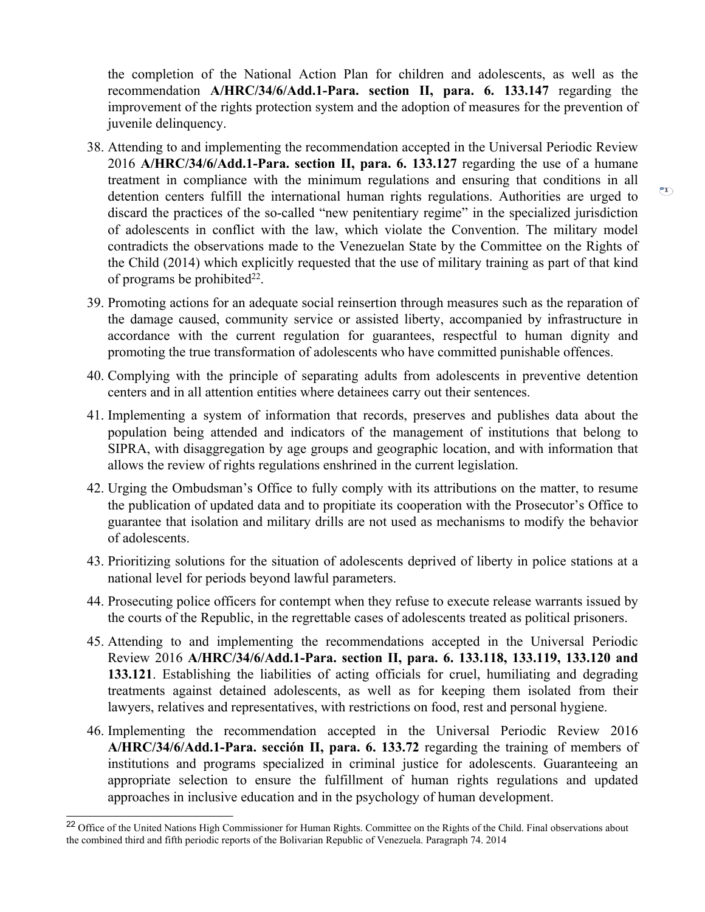the completion of the National Action Plan for children and adolescents, as well as the recommendation **A/HRC/34/6/Add.1-Para. section II, para. 6. 133.147** regarding the improvement of the rights protection system and the adoption of measures for the prevention of juvenile delinquency.

38. Attending to and implementing the recommendation accepted in the Universal Periodic Review 2016 **A/HRC/34/6/Add.1-Para. section II, para. 6. 133.127** regarding the use of a humane treatment in compliance with the minimum regulations and ensuring that conditions in all detention centers fulfill the international human rights regulations. Authorities are urged to discard the practices of the so-called "new penitentiary regime" in the specialized jurisdiction of adolescents in conflict with the law, which violate the Convention. The military model contradicts the observations made to the Venezuelan State by the Committee on the Rights of the Child (2014) which explicitly requested that the use of military training as part of that kind of programs be prohibited[22].

39. Promoting actions for an adequate social reinsertion through measures such as the reparation of the damage caused, community service or assisted liberty, accompanied by infrastructure in accordance with the current regulation for guarantees, respectful to human dignity and promoting the true transformation of adolescents who have committed punishable offences.

40. Complying with the principle of separating adults from adolescents in preventive detention centers and in all attention entities where detainees carry out their sentences.

41. Implementing a system of information that records, preserves and publishes data about the population being attended and indicators of the management of institutions that belong to SIPRA, with disaggregation by age groups and geographic location, and with information that allows the review of rights regulations enshrined in the current legislation.

42. Urging the Ombudsman's Office to fully comply with its attributions on the matter, to resume the publication of updated data and to propitiate its cooperation with the Prosecutor's Office to guarantee that isolation and military drills are not used as mechanisms to modify the behavior of adolescents.

43. Prioritizing solutions for the situation of adolescents deprived of liberty in police stations at a national level for periods beyond lawful parameters.

44. Prosecuting police officers for contempt when they refuse to execute release warrants issued by the courts of the Republic, in the regrettable cases of adolescents treated as political prisoners.

45. Attending to and implementing the recommendations accepted in the Universal Periodic Review 2016 **A/HRC/34/6/Add.1-Para. section II, para. 6. 133.118, 133.119, 133.120 and 133.121**. Establishing the liabilities of acting officials for cruel, humiliating and degrading treatments against detained adolescents, as well as for keeping them isolated from their lawyers, relatives and representatives, with restrictions on food, rest and personal hygiene.

46. Implementing the recommendation accepted in the Universal Periodic Review 2016 **A/HRC/34/6/Add.1-Para. sección II, para. 6. 133.72** regarding the training of members of institutions and programs specialized in criminal justice for adolescents. Guaranteeing an appropriate selection to ensure the fulfillment of human rights regulations and updated approaches in inclusive education and in the psychology of human development.

---

[22] Office of the United Nations High Commissioner for Human Rights. Committee on the Rights of the Child. Final observations about the combined third and fifth periodic reports of the Bolivarian Republic of Venezuela. Paragraph 74. 2014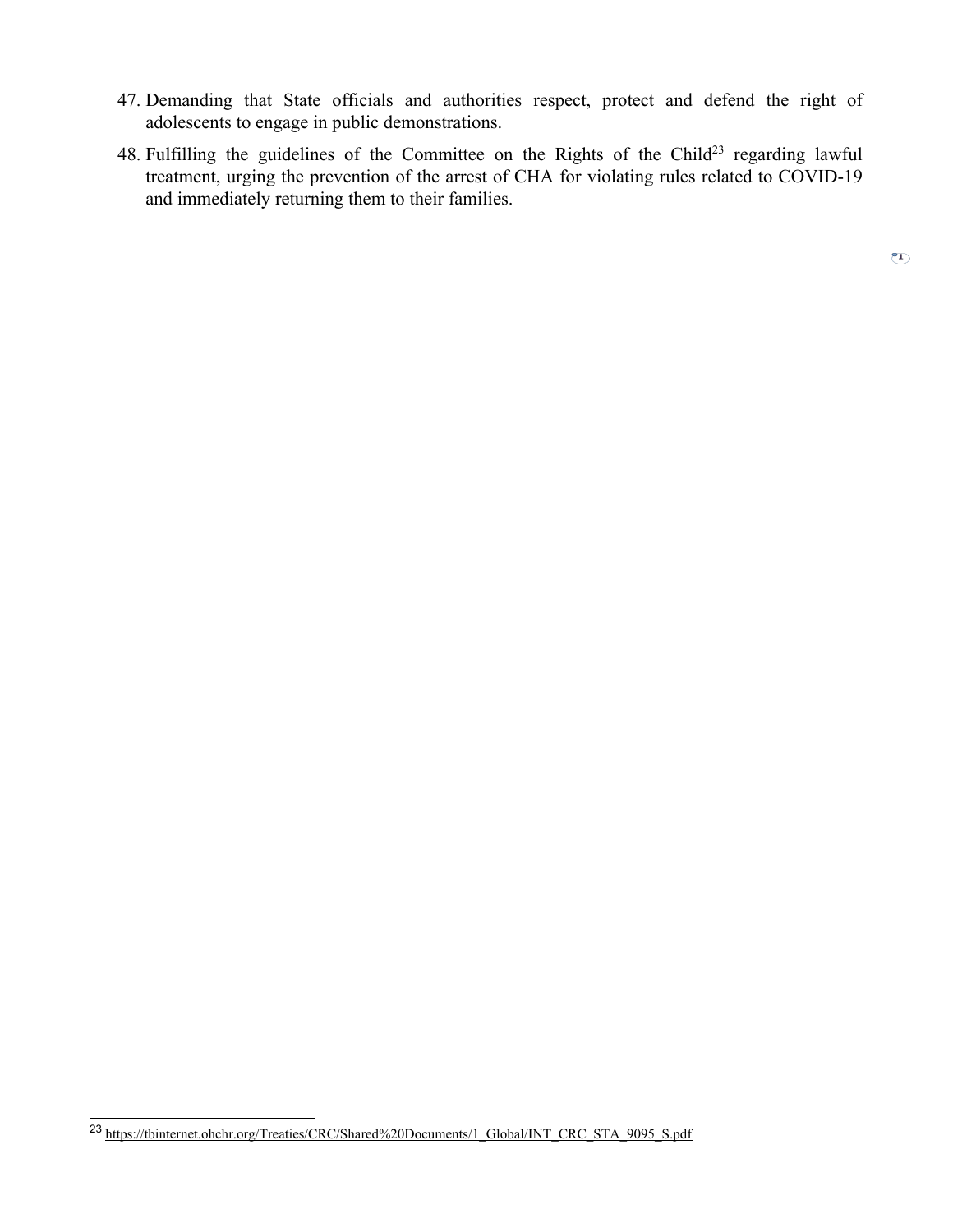47. Demanding that State officials and authorities respect, protect and defend the right of adolescents to engage in public demonstrations.
48. Fulfilling the guidelines of the Committee on the Rights of the Child[23] regarding lawful treatment, urging the prevention of the arrest of CHA for violating rules related to COVID-19 and immediately returning them to their families.

[23] https://tbinternet.ohchr.org/Treaties/CRC/Shared%20Documents/1_Global/INT_CRC_STA_9095_S.pdf